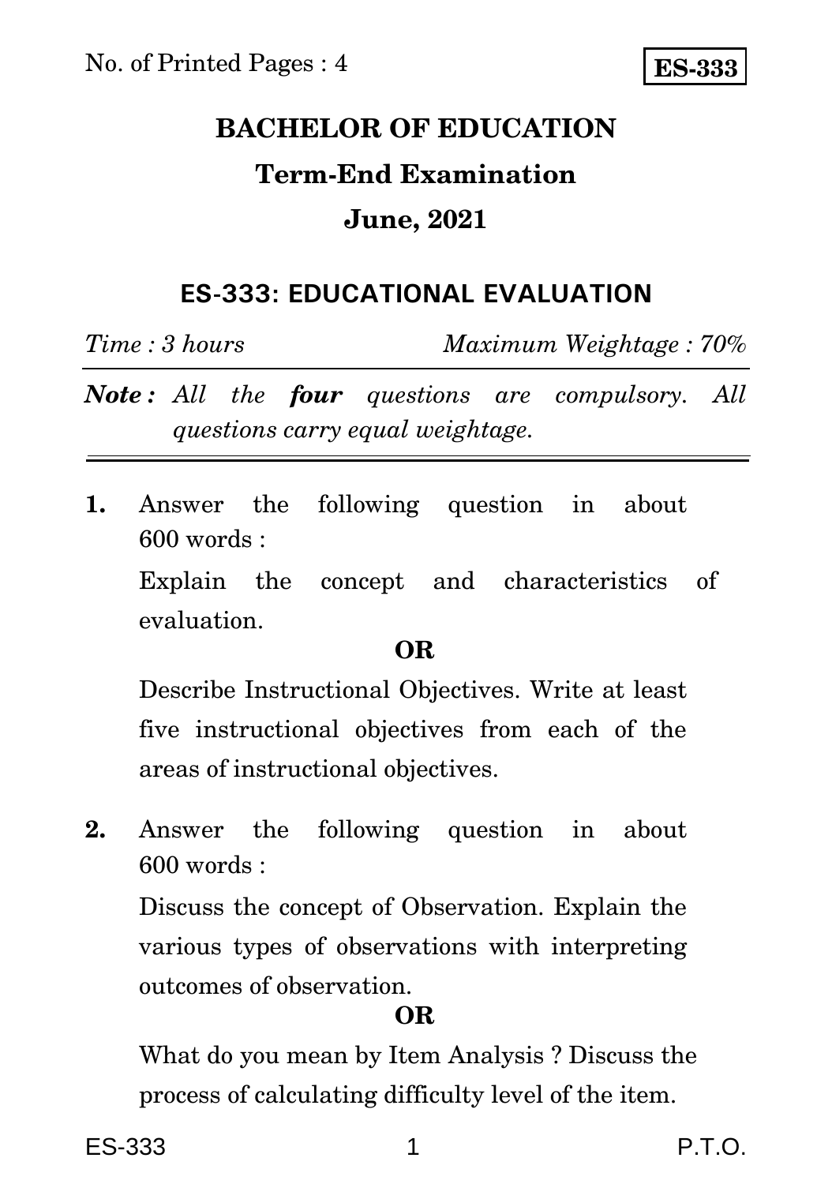No. of Printed Pages : 4

**ES-333**

# BACHELOR OF EDUCATION

## Term-End Examination

## June, 2021

### ES-333: EDUCATIONAL EVALUATION

*Time : 3 hours* *Maximum Weightage : 70%*

***Note :*** *All the* ***four*** *questions are compulsory. All questions carry equal weightage.*

---

**1.** Answer the following question in about 600 words :

Explain the concept and characteristics of evaluation.

**OR**

Describe Instructional Objectives. Write at least five instructional objectives from each of the areas of instructional objectives.

**2.** Answer the following question in about 600 words :

Discuss the concept of Observation. Explain the various types of observations with interpreting outcomes of observation.

**OR**

What do you mean by Item Analysis ? Discuss the process of calculating difficulty level of the item.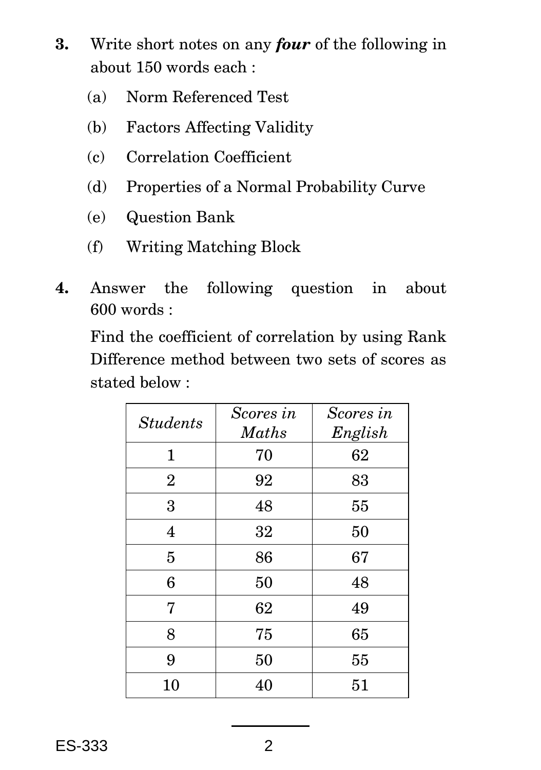**3.** Write short notes on any ***four*** of the following in about 150 words each :

(a) Norm Referenced Test

(b) Factors Affecting Validity

(c) Correlation Coefficient

(d) Properties of a Normal Probability Curve

(e) Question Bank

(f) Writing Matching Block

**4.** Answer the following question in about 600 words :

Find the coefficient of correlation by using Rank Difference method between two sets of scores as stated below :

| *Students* | *Scores in Maths* | *Scores in English* |
|---|---|---|
| 1 | 70 | 62 |
| 2 | 92 | 83 |
| 3 | 48 | 55 |
| 4 | 32 | 50 |
| 5 | 86 | 67 |
| 6 | 50 | 48 |
| 7 | 62 | 49 |
| 8 | 75 | 65 |
| 9 | 50 | 55 |
| 10 | 40 | 51 |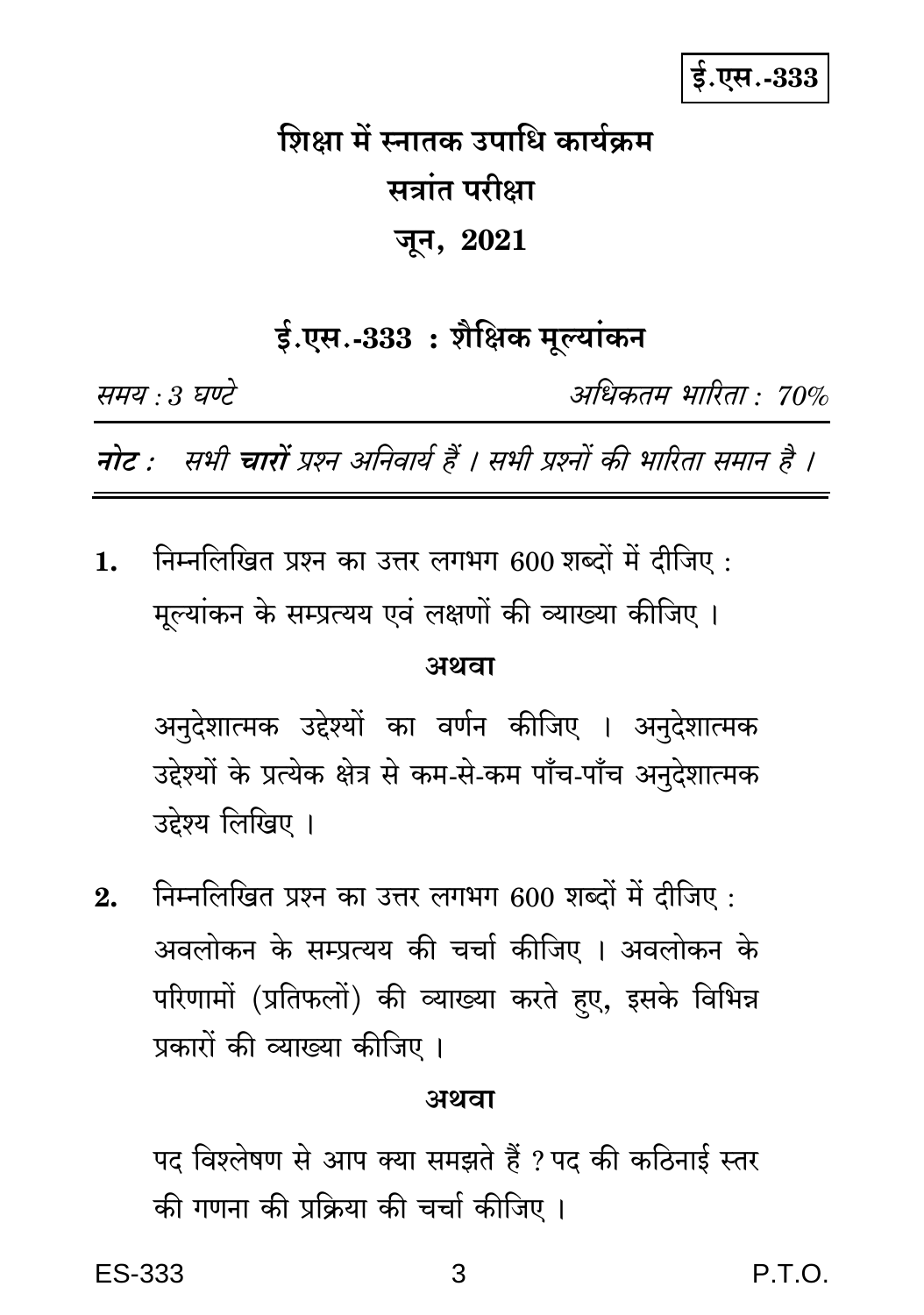ई.एस.-333

# शिक्षा में स्नातक उपाधि कार्यक्रम

## सत्रांत परीक्षा

## जून, 2021

## ई.एस.-333 : शैक्षिक मूल्यांकन

*समय : 3 घण्टे* *अधिकतम भारिता : 70%*

***नोट :*** *सभी **चारों** प्रश्न अनिवार्य हैं । सभी प्रश्नों की भारिता समान है ।*

---

**1.** निम्नलिखित प्रश्न का उत्तर लगभग 600 शब्दों में दीजिए :

मूल्यांकन के सम्प्रत्यय एवं लक्षणों की व्याख्या कीजिए ।

**अथवा**

अनुदेशात्मक उद्देश्यों का वर्णन कीजिए । अनुदेशात्मक उद्देश्यों के प्रत्येक क्षेत्र से कम-से-कम पाँच-पाँच अनुदेशात्मक उद्देश्य लिखिए ।

**2.** निम्नलिखित प्रश्न का उत्तर लगभग 600 शब्दों में दीजिए :

अवलोकन के सम्प्रत्यय की चर्चा कीजिए । अवलोकन के परिणामों (प्रतिफलों) की व्याख्या करते हुए, इसके विभिन्न प्रकारों की व्याख्या कीजिए ।

**अथवा**

पद विश्लेषण से आप क्या समझते हैं ? पद की कठिनाई स्तर की गणना की प्रक्रिया की चर्चा कीजिए ।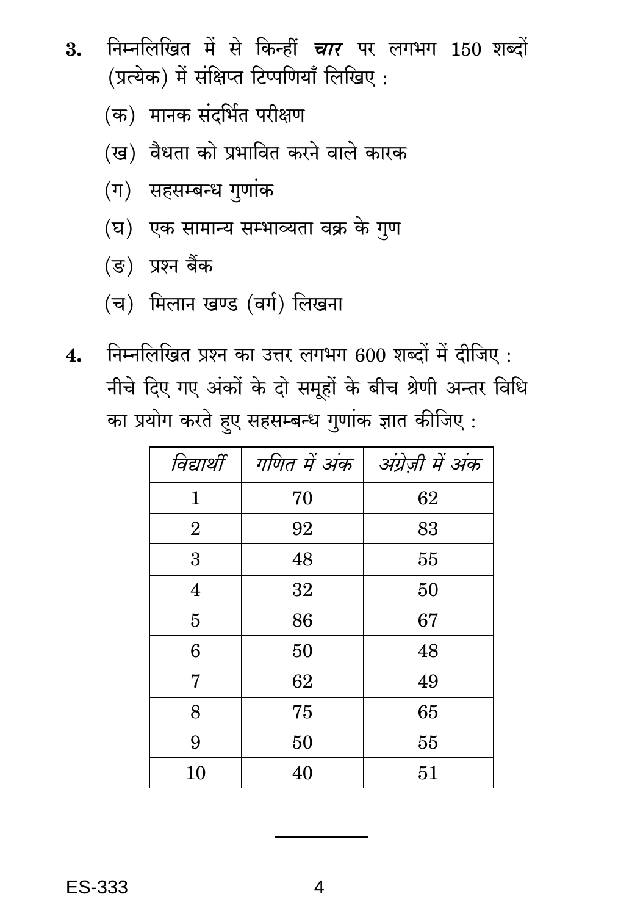**3.** निम्नलिखित में से किन्हीं ***चार*** पर लगभग 150 शब्दों (प्रत्येक) में संक्षिप्त टिप्पणियाँ लिखिए :

(क) मानक संदर्भित परीक्षण

(ख) वैधता को प्रभावित करने वाले कारक

(ग) सहसम्बन्ध गुणांक

(घ) एक सामान्य सम्भाव्यता वक्र के गुण

(ङ) प्रश्न बैंक

(च) मिलान खण्ड (वर्ग) लिखना

**4.** निम्नलिखित प्रश्न का उत्तर लगभग 600 शब्दों में दीजिए :

नीचे दिए गए अंकों के दो समूहों के बीच श्रेणी अन्तर विधि का प्रयोग करते हुए सहसम्बन्ध गुणांक ज्ञात कीजिए :

| *विद्यार्थी* | *गणित में अंक* | *अंग्रेज़ी में अंक* |
|---|---|---|
| 1 | 70 | 62 |
| 2 | 92 | 83 |
| 3 | 48 | 55 |
| 4 | 32 | 50 |
| 5 | 86 | 67 |
| 6 | 50 | 48 |
| 7 | 62 | 49 |
| 8 | 75 | 65 |
| 9 | 50 | 55 |
| 10 | 40 | 51 |